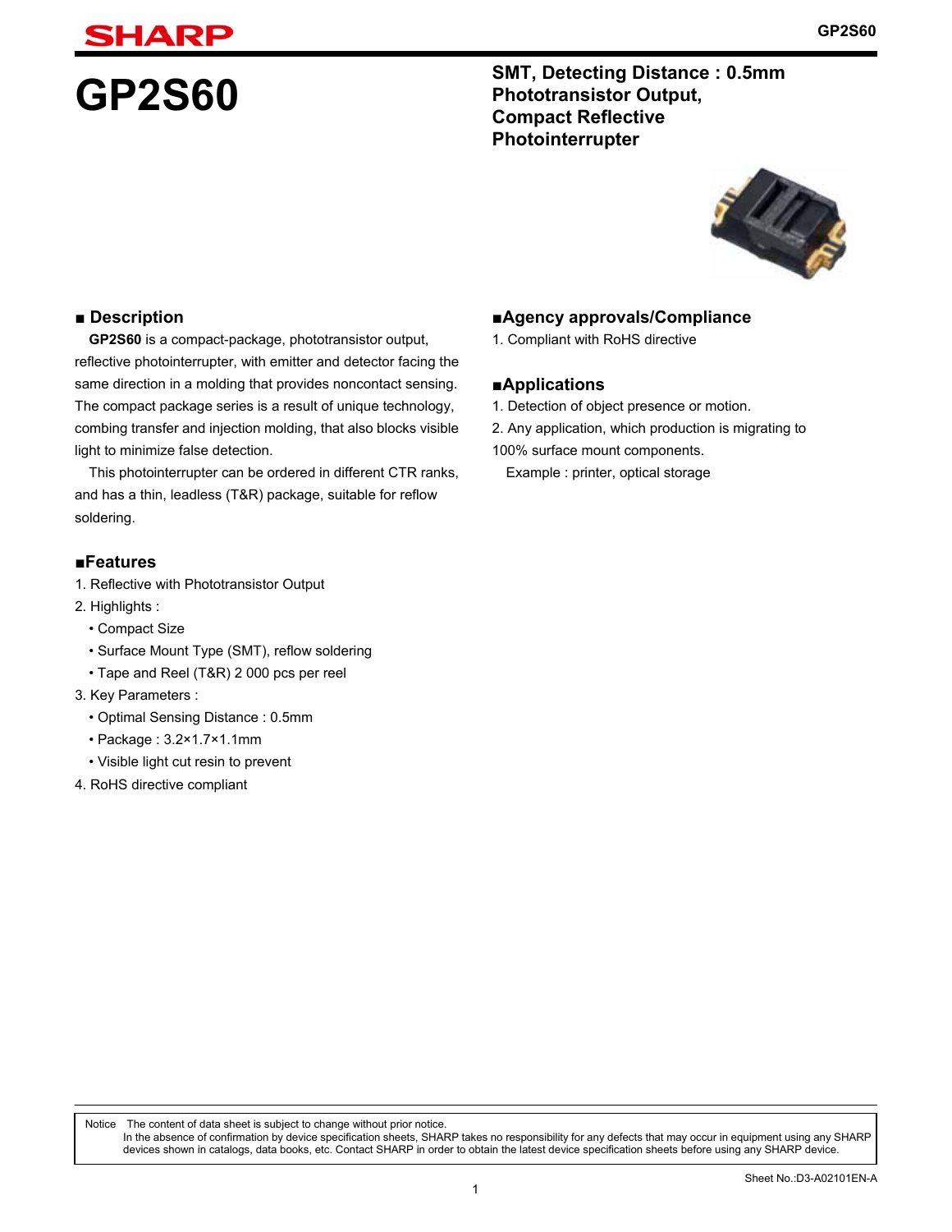# GP2S60

**SMT, Detecting Distance : 0.5mm Phototransistor Output, Compact Reflective Photointerrupter**

## ■ Description

**GP2S60** is a compact-package, phototransistor output, reflective photointerrupter, with emitter and detector facing the same direction in a molding that provides noncontact sensing. The compact package series is a result of unique technology, combing transfer and injection molding, that also blocks visible light to minimize false detection.

This photointerrupter can be ordered in different CTR ranks, and has a thin, leadless (T&R) package, suitable for reflow soldering.

## ■Features

1. Reflective with Phototransistor Output
2. Highlights :
   - Compact Size
   - Surface Mount Type (SMT), reflow soldering
   - Tape and Reel (T&R) 2 000 pcs per reel
3. Key Parameters :
   - Optimal Sensing Distance : 0.5mm
   - Package : 3.2×1.7×1.1mm
   - Visible light cut resin to prevent
4. RoHS directive compliant

## ■Agency approvals/Compliance

1. Compliant with RoHS directive

## ■Applications

1. Detection of object presence or motion.
2. Any application, which production is migrating to 100% surface mount components.

   Example : printer, optical storage

Notice The content of data sheet is subject to change without prior notice.
In the absence of confirmation by device specification sheets, SHARP takes no responsibility for any defects that may occur in equipment using any SHARP devices shown in catalogs, data books, etc. Contact SHARP in order to obtain the latest device specification sheets before using any SHARP device.

Sheet No.:D3-A02101EN-A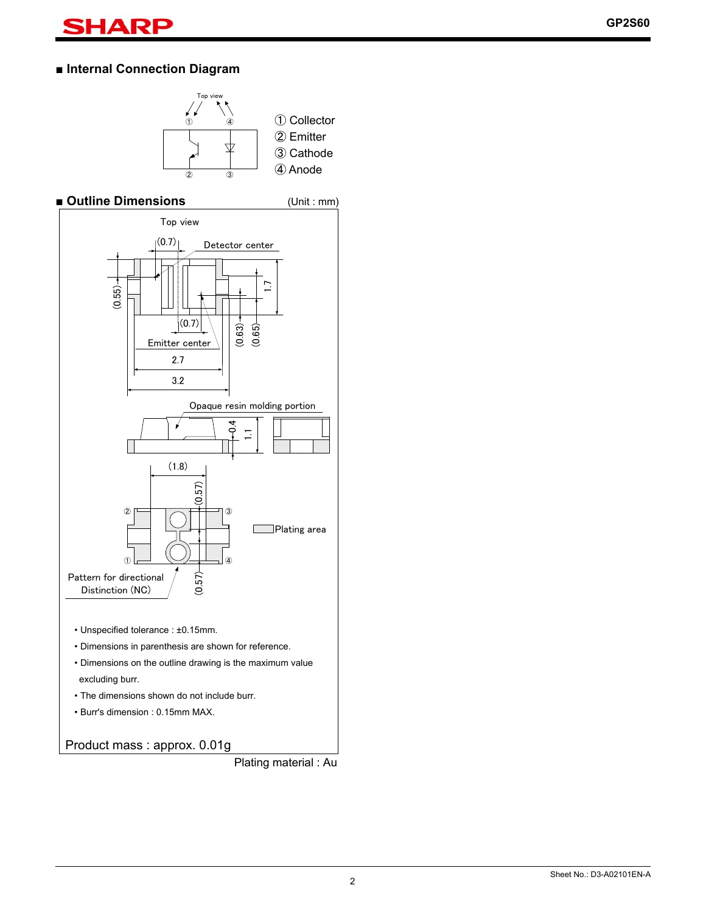## ■ Internal Connection Diagram

Top view

① Collector
② Emitter
③ Cathode
④ Anode

## ■ Outline Dimensions

(Unit : mm)

Top view

(0.7) Detector center
(0.55) 1.7
(0.7)
Emitter center (0.63) (0.65)
2.7
3.2

Opaque resin molding portion
0.4 1.1

(1.8)
(0.57)
② ③
Plating area
① ④
Pattern for directional Distinction (NC)
(0.57)

- Unspecified tolerance : ±0.15mm.
- Dimensions in parenthesis are shown for reference.
- Dimensions on the outline drawing is the maximum value excluding burr.
- The dimensions shown do not include burr.
- Burr's dimension : 0.15mm MAX.

Product mass : approx. 0.01g

Plating material : Au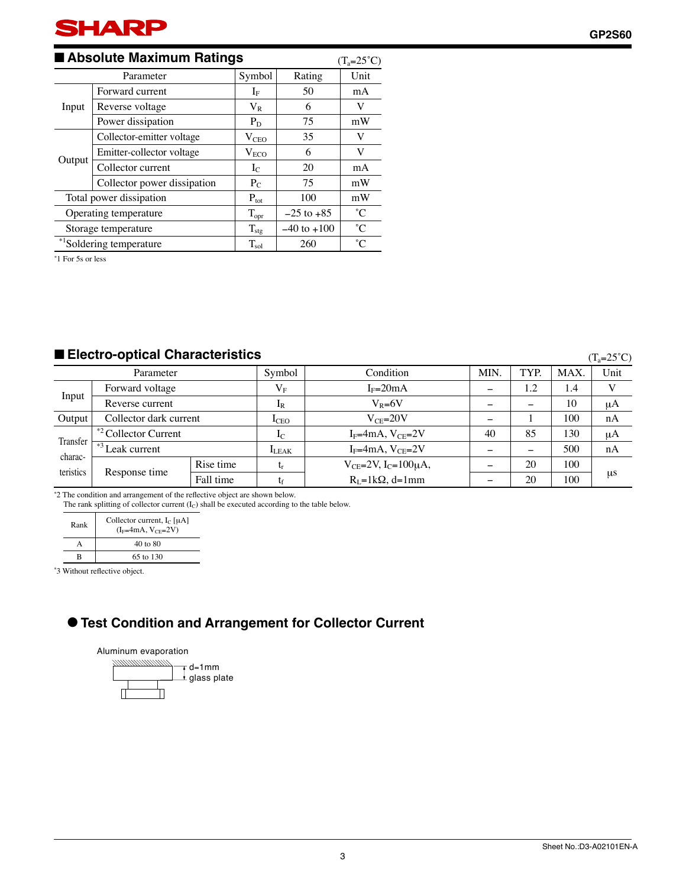## ■ Absolute Maximum Ratings

($T_a$=25˚C)

| Parameter | | Symbol | Rating | Unit |
|---|---|---|---|---|
| Input | Forward current | $I_F$ | 50 | mA |
| | Reverse voltage | $V_R$ | 6 | V |
| | Power dissipation | $P_D$ | 75 | mW |
| Output | Collector-emitter voltage | $V_{CEO}$ | 35 | V |
| | Emitter-collector voltage | $V_{ECO}$ | 6 | V |
| | Collector current | $I_C$ | 20 | mA |
| | Collector power dissipation | $P_C$ | 75 | mW |
| Total power dissipation | | $P_{tot}$ | 100 | mW |
| Operating temperature | | $T_{opr}$ | −25 to +85 | ˚C |
| Storage temperature | | $T_{stg}$ | −40 to +100 | ˚C |
| *1 Soldering temperature | | $T_{sol}$ | 260 | ˚C |

*1 For 5s or less

## ■ Electro-optical Characteristics

($T_a$=25˚C)

| Parameter | | | Symbol | Condition | MIN. | TYP. | MAX. | Unit |
|---|---|---|---|---|---|---|---|---|
| Input | Forward voltage | | $V_F$ | $I_F$=20mA | − | 1.2 | 1.4 | V |
| | Reverse current | | $I_R$ | $V_R$=6V | − | − | 10 | μA |
| Output | Collector dark current | | $I_{CEO}$ | $V_{CE}$=20V | − | 1 | 100 | nA |
| Transfer charac-teristics | *2 Collector Current | | $I_C$ | $I_F$=4mA, $V_{CE}$=2V | 40 | 85 | 130 | μA |
| | *3 Leak current | | $I_{LEAK}$ | $I_F$=4mA, $V_{CE}$=2V | − | − | 500 | nA |
| | Response time | Rise time | $t_r$ | $V_{CE}$=2V, $I_C$=100μA, $R_L$=1kΩ, d=1mm | − | 20 | 100 | μs |
| | | Fall time | $t_f$ | | − | 20 | 100 | μs |

*2 The condition and arrangement of the reflective object are shown below.
The rank splitting of collector current ($I_C$) shall be executed according to the table below.

| Rank | Collector current, $I_C$ [μA] ($I_F$=4mA, $V_{CE}$=2V) |
|---|---|
| A | 40 to 80 |
| B | 65 to 130 |

*3 Without reflective object.

## ● Test Condition and Arrangement for Collector Current

Aluminum evaporation

d=1mm
glass plate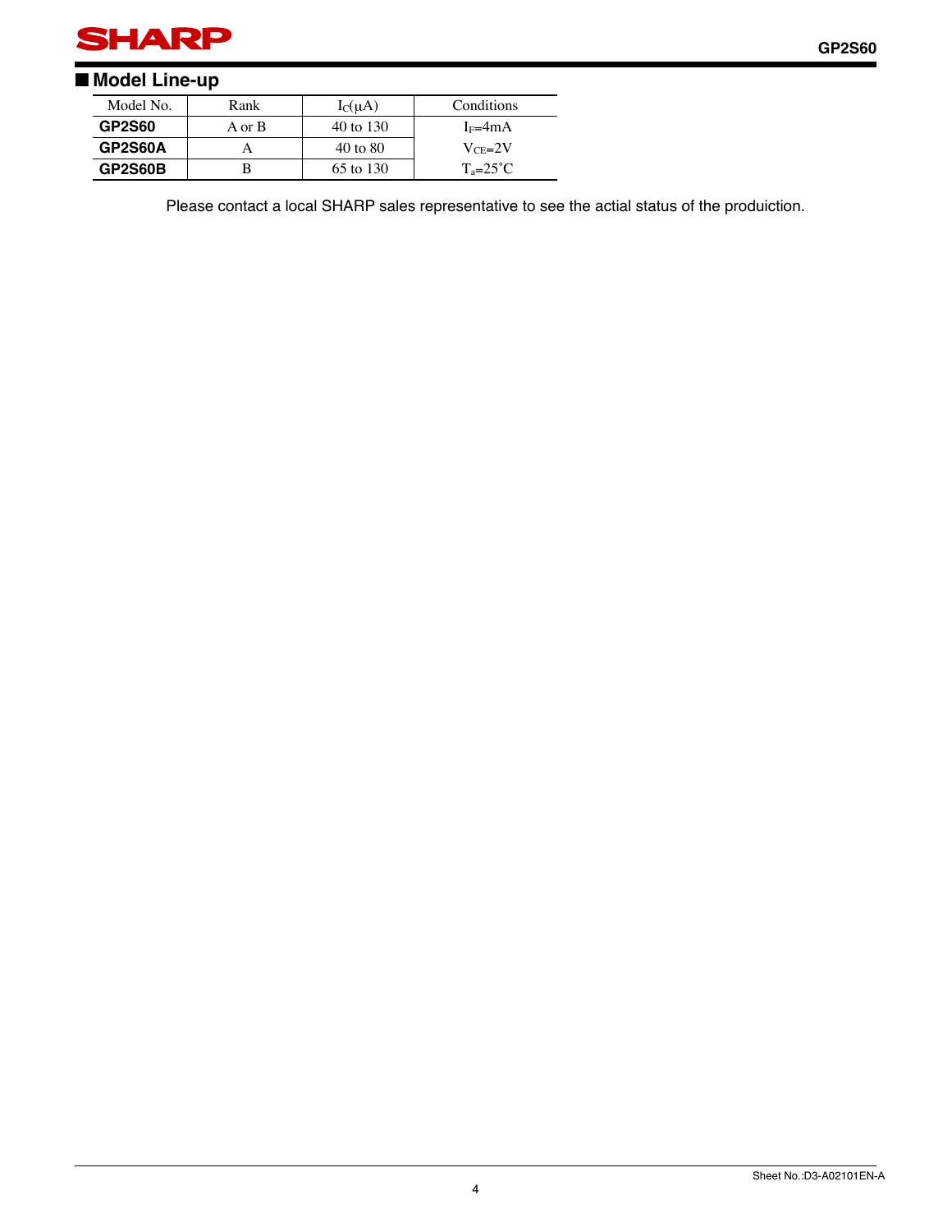## Model Line-up

| Model No. | Rank | $I_C$(μA) | Conditions |
|---|---|---|---|
| **GP2S60** | A or B | 40 to 130 | $I_F$=4mA |
| **GP2S60A** | A | 40 to 80 | $V_{CE}$=2V |
| **GP2S60B** | B | 65 to 130 | $T_a$=25˚C |

Please contact a local SHARP sales representative to see the actial status of the produiction.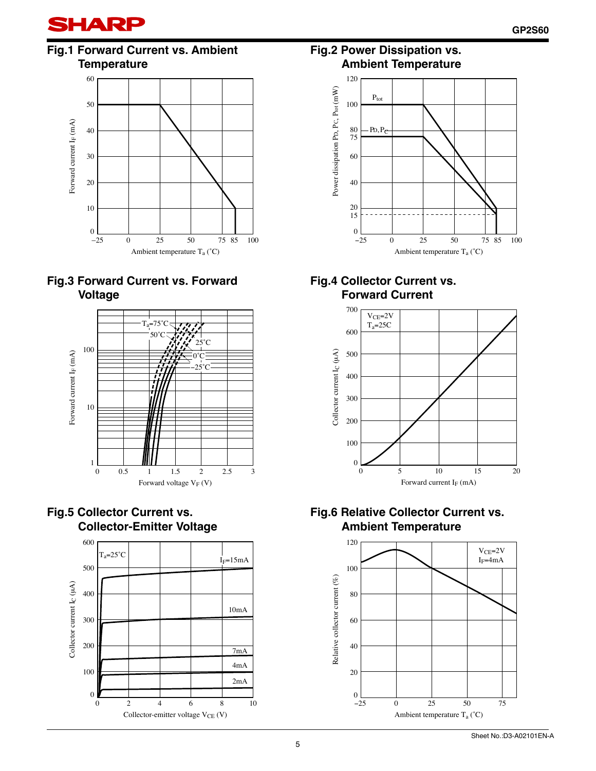### Fig.1 Forward Current vs. Ambient Temperature

Forward current $I_F$ (mA)

Ambient temperature $T_a$ (˚C)

### Fig.2 Power Dissipation vs. Ambient Temperature

Power dissipation $P_D$, $P_C$, $P_{tot}$ (mW)

$P_{tot}$

$P_D$, $P_C$

Ambient temperature $T_a$ (˚C)

### Fig.3 Forward Current vs. Forward Voltage

$T_a$=75˚C, 50˚C, 25˚C, 0˚C, −25˚C

Forward current $I_F$ (mA)

Forward voltage $V_F$ (V)

### Fig.4 Collector Current vs. Forward Current

$V_{CE}$=2V
$T_a$=25C

Collector current $I_C$ (μA)

Forward current $I_F$ (mA)

### Fig.5 Collector Current vs. Collector-Emitter Voltage

$T_a$=25˚C

$I_F$=15mA, 10mA, 7mA, 4mA, 2mA

Collector current $I_C$ (μA)

Collector-emitter voltage $V_{CE}$ (V)

### Fig.6 Relative Collector Current vs. Ambient Temperature

$V_{CE}$=2V
$I_F$=4mA

Relative collector current (%)

Ambient temperature $T_a$ (˚C)

Sheet No.:D3-A02101EN-A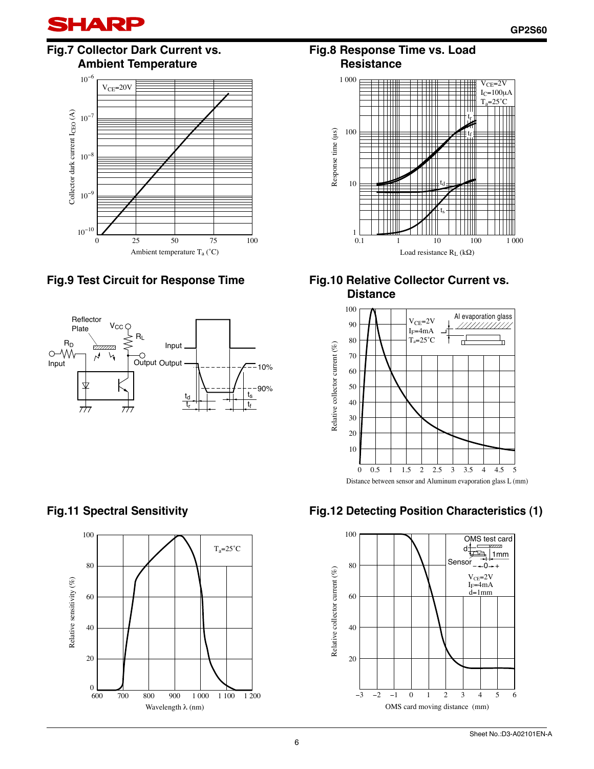### Fig.7 Collector Dark Current vs. Ambient Temperature

$V_{CE}$=20V

Collector dark current $I_{CEO}$ (A)

Ambient temperature $T_a$ (°C)

### Fig.8 Response Time vs. Load Resistance

$V_{CE}$=2V
$I_C$=100μA
$T_a$=25°C

Response time (μs)

Load resistance $R_L$ (kΩ)

### Fig.9 Test Circuit for Response Time

Reflector Plate, $V_{CC}$, $R_L$, $R_D$, Input, Output

Input, Output, 10%, 90%, $t_d$, $t_r$, $t_s$, $t_f$

### Fig.10 Relative Collector Current vs. Distance

$V_{CE}$=2V
$I_F$=4mA
$T_a$=25°C

Al evaporation glass

Relative collector current (%)

Distance between sensor and Aluminum evaporation glass L (mm)

### Fig.11 Spectral Sensitivity

$T_a$=25°C

Relative sensitivity (%)

Wavelength λ (nm)

### Fig.12 Detecting Position Characteristics (1)

OMS test card, Sensor, 1mm

$V_{CE}$=2V
$I_F$=4mA
d=1mm

Relative collector current (%)

OMS card moving distance (mm)

Sheet No.:D3-A02101EN-A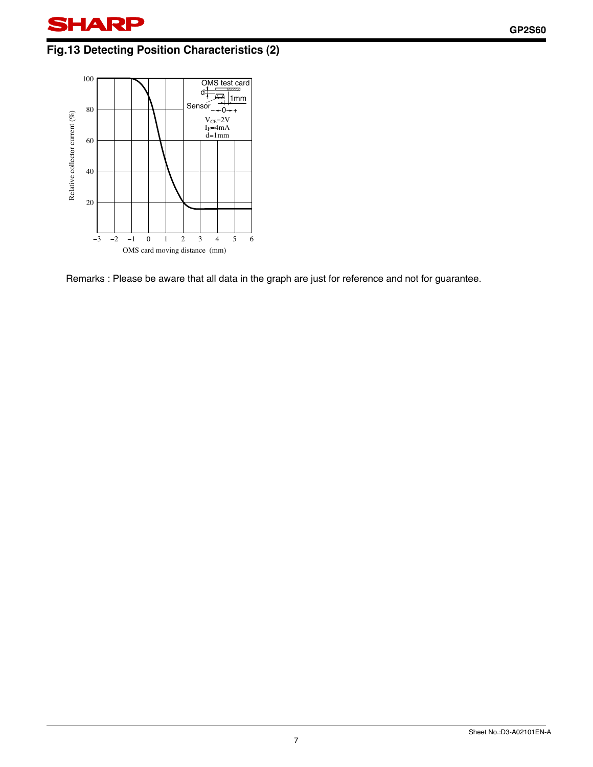## Fig.13 Detecting Position Characteristics (2)

Remarks : Please be aware that all data in the graph are just for reference and not for guarantee.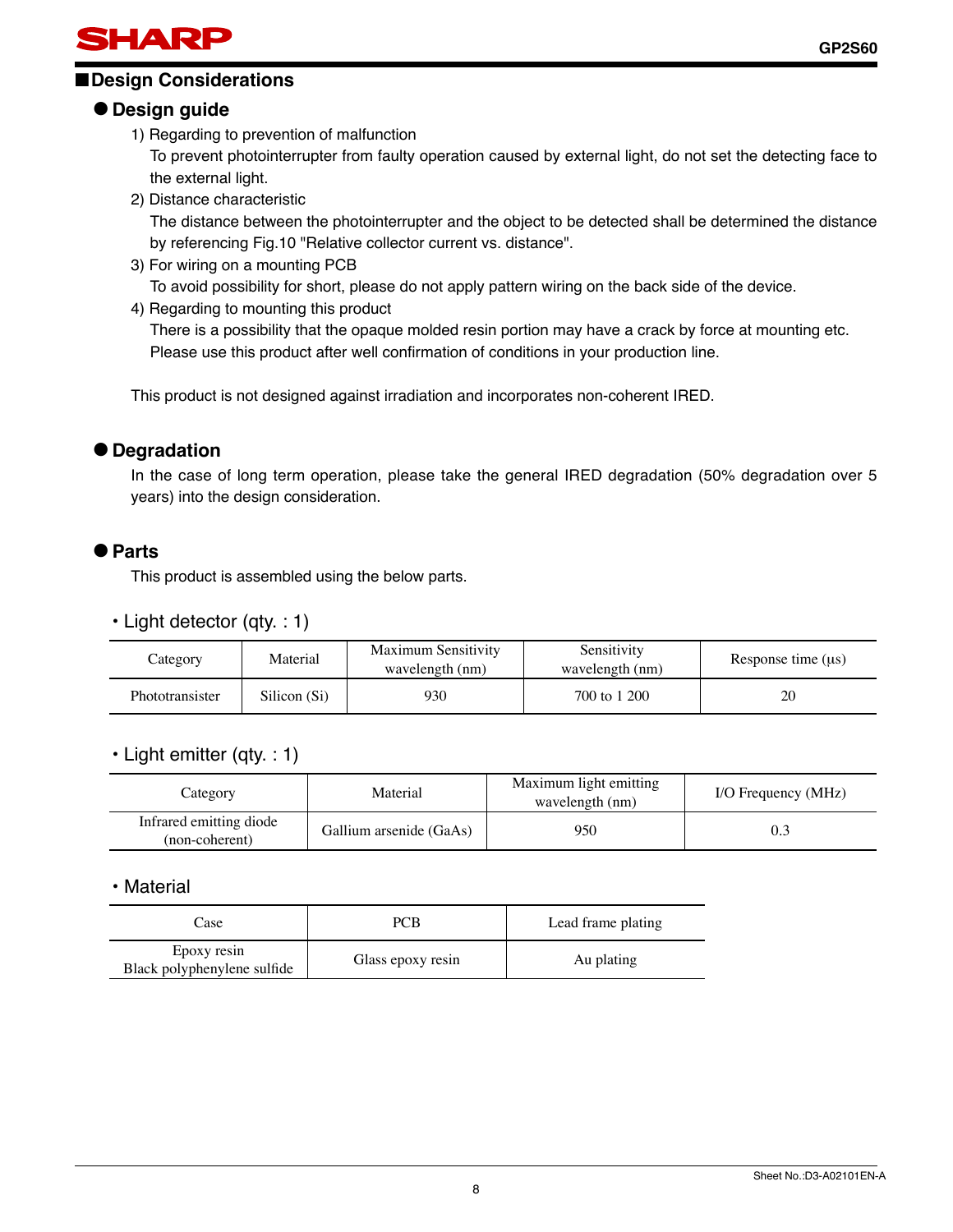## Design Considerations

### Design guide

1) Regarding to prevention of malfunction
   To prevent photointerrupter from faulty operation caused by external light, do not set the detecting face to the external light.
2) Distance characteristic
   The distance between the photointerrupter and the object to be detected shall be determined the distance by referencing Fig.10 "Relative collector current vs. distance".
3) For wiring on a mounting PCB
   To avoid possibility for short, please do not apply pattern wiring on the back side of the device.
4) Regarding to mounting this product
   There is a possibility that the opaque molded resin portion may have a crack by force at mounting etc. Please use this product after well confirmation of conditions in your production line.

This product is not designed against irradiation and incorporates non-coherent IRED.

### Degradation

In the case of long term operation, please take the general IRED degradation (50% degradation over 5 years) into the design consideration.

### Parts

This product is assembled using the below parts.

・Light detector (qty. : 1)

| Category | Material | Maximum Sensitivity wavelength (nm) | Sensitivity wavelength (nm) | Response time (μs) |
|---|---|---|---|---|
| Phototransister | Silicon (Si) | 930 | 700 to 1 200 | 20 |

・Light emitter (qty. : 1)

| Category | Material | Maximum light emitting wavelength (nm) | I/O Frequency (MHz) |
|---|---|---|---|
| Infrared emitting diode (non-coherent) | Gallium arsenide (GaAs) | 950 | 0.3 |

・Material

| Case | PCB | Lead frame plating |
|---|---|---|
| Epoxy resin<br>Black polyphenylene sulfide | Glass epoxy resin | Au plating |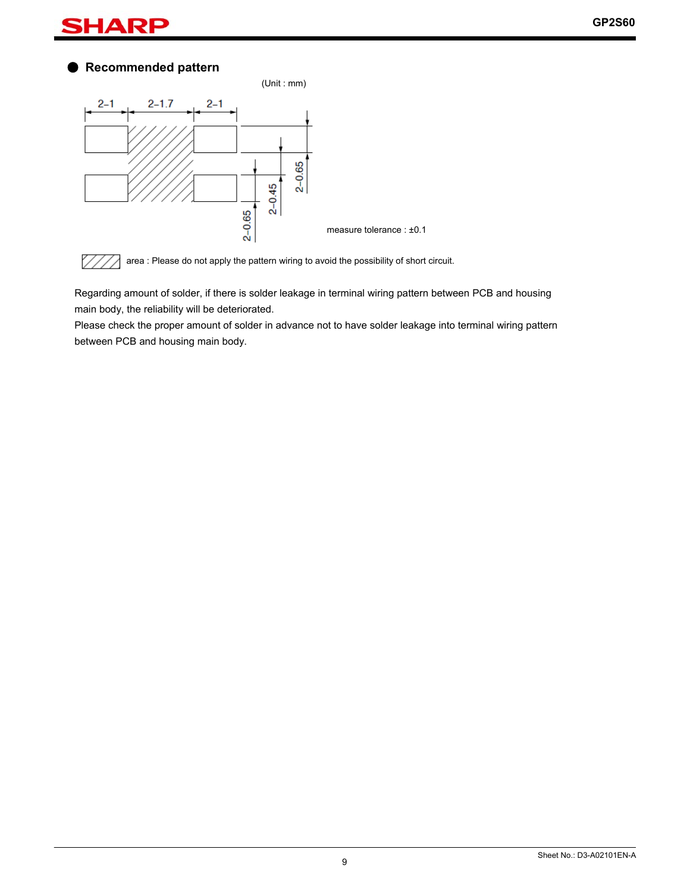## Recommended pattern

(Unit : mm)

2–1 2–1.7 2–1

2–0.65 2–0.45 2–0.65

measure tolerance : ±0.1

area : Please do not apply the pattern wiring to avoid the possibility of short circuit.

Regarding amount of solder, if there is solder leakage in terminal wiring pattern between PCB and housing main body, the reliability will be deteriorated.

Please check the proper amount of solder in advance not to have solder leakage into terminal wiring pattern between PCB and housing main body.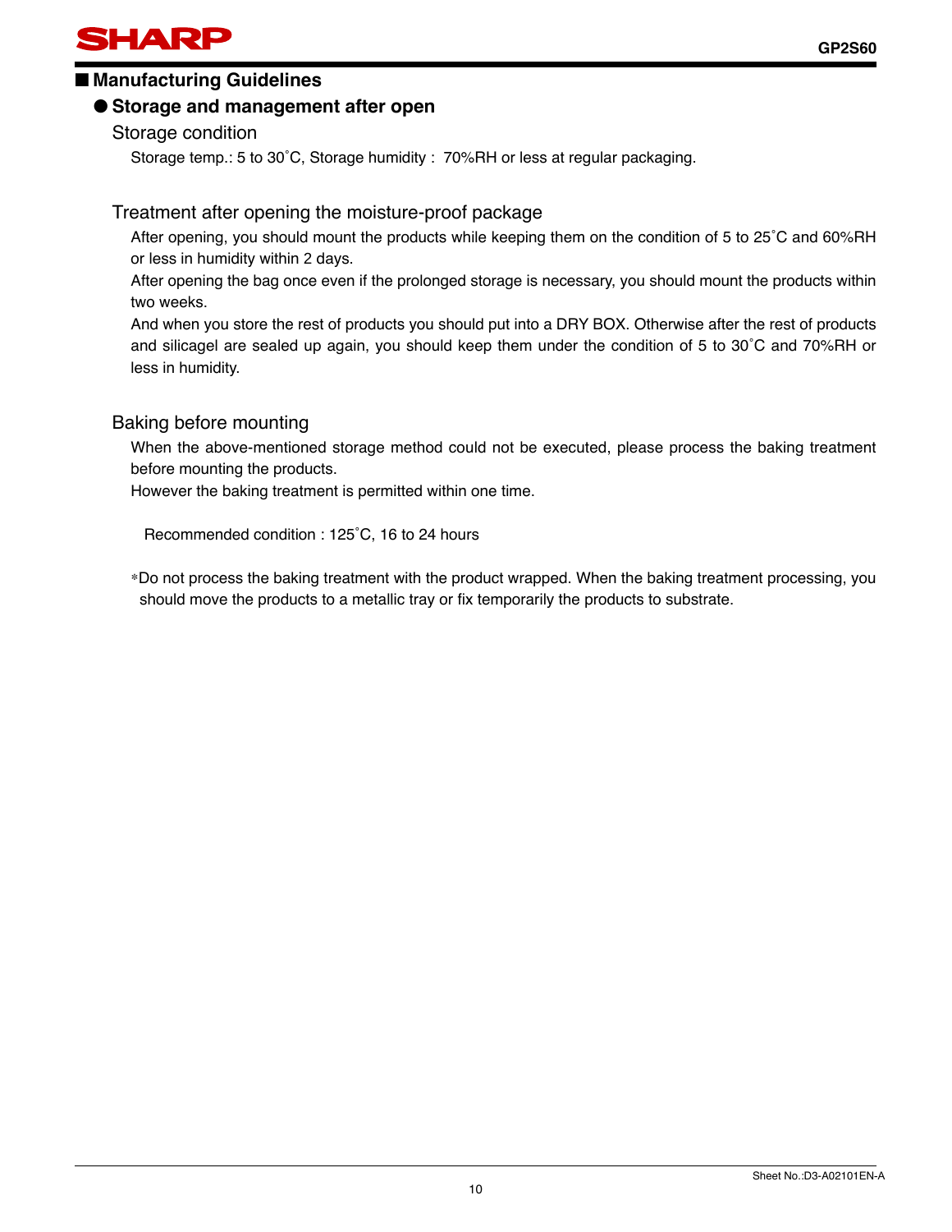## ■ Manufacturing Guidelines

### ● Storage and management after open

#### Storage condition

Storage temp.: 5 to 30˚C, Storage humidity : 70%RH or less at regular packaging.

#### Treatment after opening the moisture-proof package

After opening, you should mount the products while keeping them on the condition of 5 to 25˚C and 60%RH or less in humidity within 2 days.

After opening the bag once even if the prolonged storage is necessary, you should mount the products within two weeks.

And when you store the rest of products you should put into a DRY BOX. Otherwise after the rest of products and silicagel are sealed up again, you should keep them under the condition of 5 to 30˚C and 70%RH or less in humidity.

#### Baking before mounting

When the above-mentioned storage method could not be executed, please process the baking treatment before mounting the products.

However the baking treatment is permitted within one time.

Recommended condition : 125˚C, 16 to 24 hours

*Do not process the baking treatment with the product wrapped. When the baking treatment processing, you should move the products to a metallic tray or fix temporarily the products to substrate.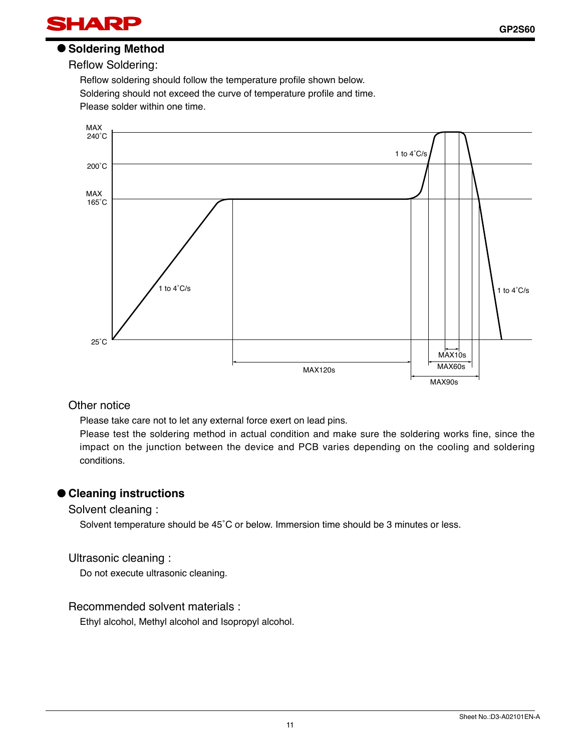## Soldering Method

### Reflow Soldering:

Reflow soldering should follow the temperature profile shown below.
Soldering should not exceed the curve of temperature profile and time.
Please solder within one time.

MAX 240˚C
200˚C
MAX 165˚C
25˚C
1 to 4˚C/s
1 to 4˚C/s
1 to 4˚C/s
MAX120s
MAX10s
MAX60s
MAX90s

### Other notice

Please take care not to let any external force exert on lead pins.
Please test the soldering method in actual condition and make sure the soldering works fine, since the impact on the junction between the device and PCB varies depending on the cooling and soldering conditions.

## Cleaning instructions

### Solvent cleaning :

Solvent temperature should be 45˚C or below. Immersion time should be 3 minutes or less.

### Ultrasonic cleaning :

Do not execute ultrasonic cleaning.

### Recommended solvent materials :

Ethyl alcohol, Methyl alcohol and Isopropyl alcohol.

Sheet No.:D3-A02101EN-A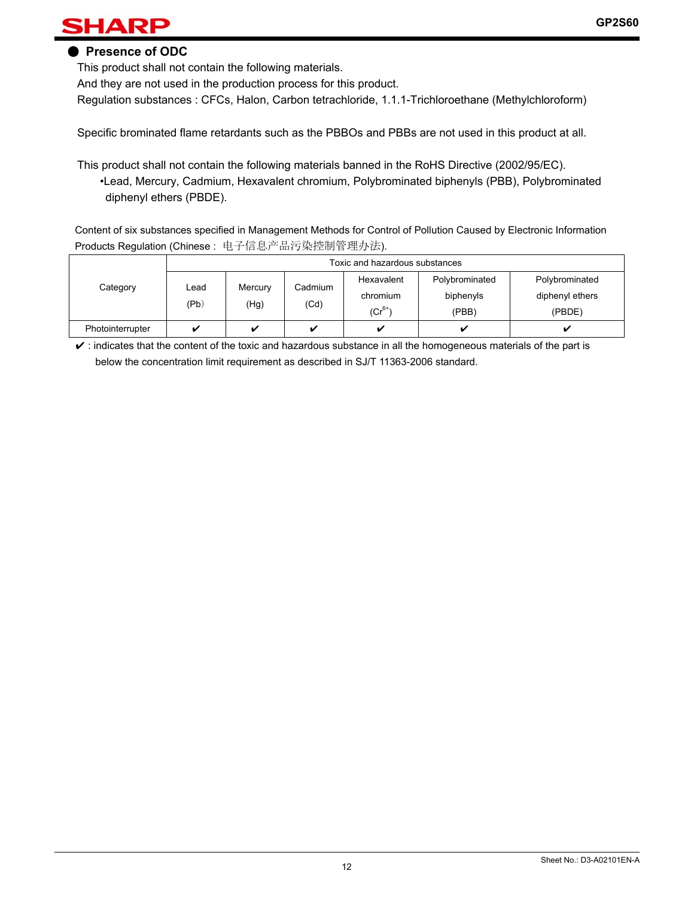## ● Presence of ODC

This product shall not contain the following materials.
And they are not used in the production process for this product.
Regulation substances : CFCs, Halon, Carbon tetrachloride, 1.1.1-Trichloroethane (Methylchloroform)

Specific brominated flame retardants such as the PBBOs and PBBs are not used in this product at all.

This product shall not contain the following materials banned in the RoHS Directive (2002/95/EC).

- •Lead, Mercury, Cadmium, Hexavalent chromium, Polybrominated biphenyls (PBB), Polybrominated diphenyl ethers (PBDE).

Content of six substances specified in Management Methods for Control of Pollution Caused by Electronic Information Products Regulation (Chinese : 电子信息产品污染控制管理办法).

| Category | Toxic and hazardous substances | | | | | |
|---|---|---|---|---|---|---|
| | Lead (Pb) | Mercury (Hg) | Cadmium (Cd) | Hexavalent chromium ($Cr^{6+}$) | Polybrominated biphenyls (PBB) | Polybrominated diphenyl ethers (PBDE) |
| Photointerrupter | ✔ | ✔ | ✔ | ✔ | ✔ | ✔ |

✔ : indicates that the content of the toxic and hazardous substance in all the homogeneous materials of the part is below the concentration limit requirement as described in SJ/T 11363-2006 standard.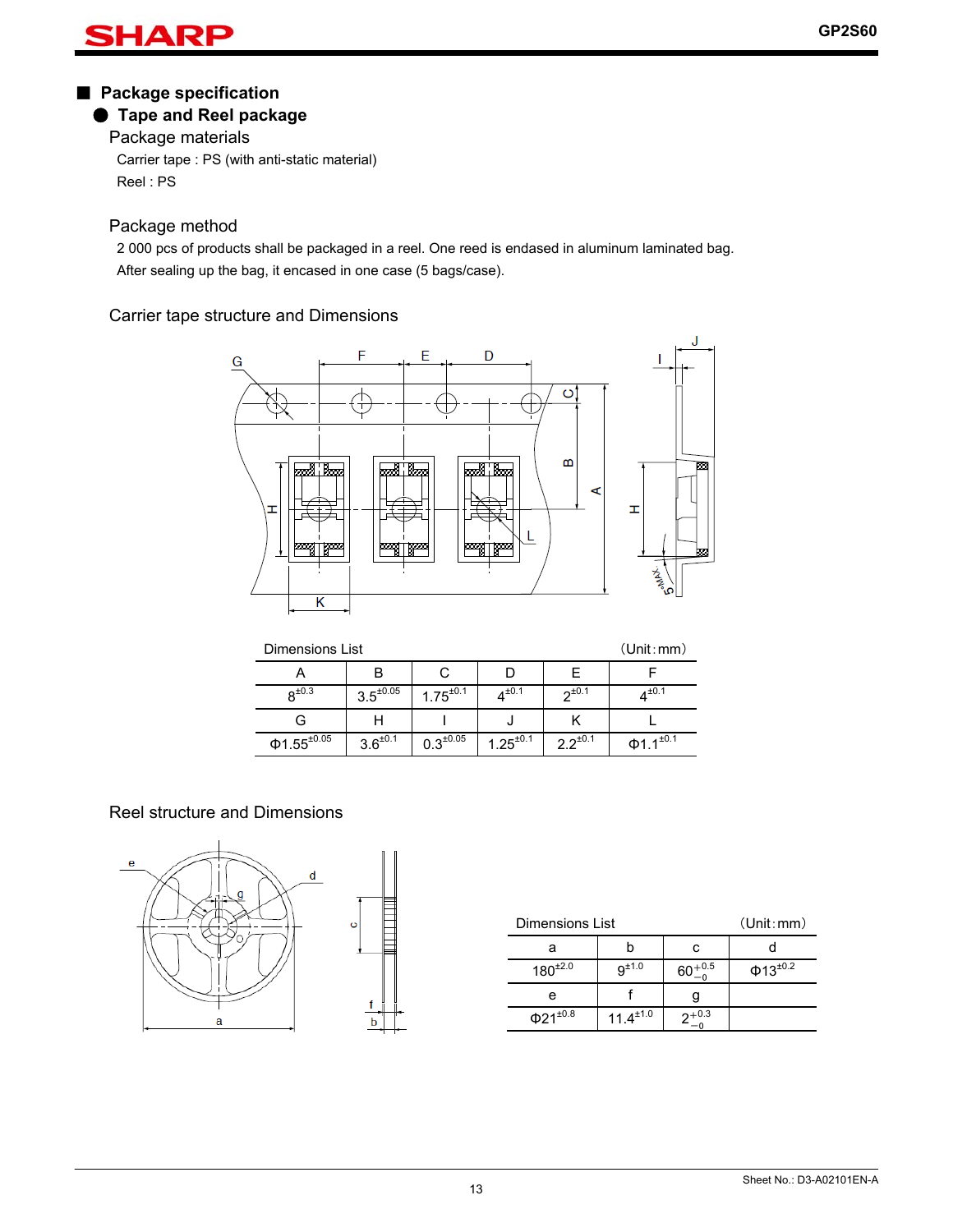## ■ Package specification

### ● Tape and Reel package

Package materials

Carrier tape : PS (with anti-static material)

Reel : PS

Package method

2 000 pcs of products shall be packaged in a reel. One reed is endased in aluminum laminated bag.

After sealing up the bag, it encased in one case (5 bags/case).

Carrier tape structure and Dimensions

Dimensions List (Unit : mm)

| A | B | C | D | E | F |
|---|---|---|---|---|---|
| $8^{\pm0.3}$ | $3.5^{\pm0.05}$ | $1.75^{\pm0.1}$ | $4^{\pm0.1}$ | $2^{\pm0.1}$ | $4^{\pm0.1}$ |
| G | H | I | J | K | L |
| $\Phi1.55^{\pm0.05}$ | $3.6^{\pm0.1}$ | $0.3^{\pm0.05}$ | $1.25^{\pm0.1}$ | $2.2^{\pm0.1}$ | $\Phi1.1^{\pm0.1}$ |

Reel structure and Dimensions

Dimensions List (Unit : mm)

| a | b | c | d |
|---|---|---|---|
| $180^{\pm2.0}$ | $9^{\pm1.0}$ | $60^{+0.5}_{-0}$ | $\Phi13^{\pm0.2}$ |
| e | f | g | |
| $\Phi21^{\pm0.8}$ | $11.4^{\pm1.0}$ | $2^{+0.3}_{-0}$ | |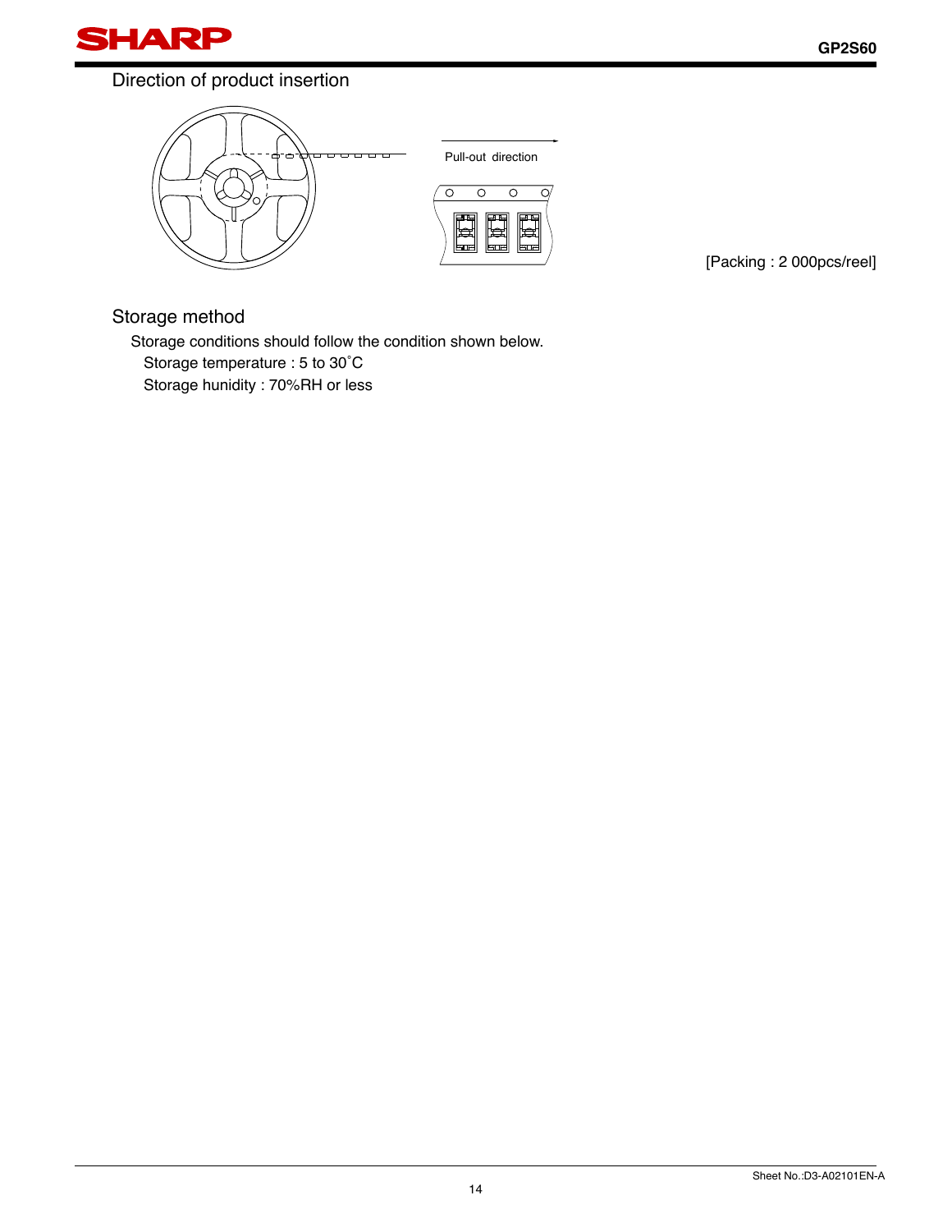## Direction of product insertion

Pull-out direction

[Packing : 2 000pcs/reel]

## Storage method

Storage conditions should follow the condition shown below.

Storage temperature : 5 to 30˚C

Storage hunidity : 70%RH or less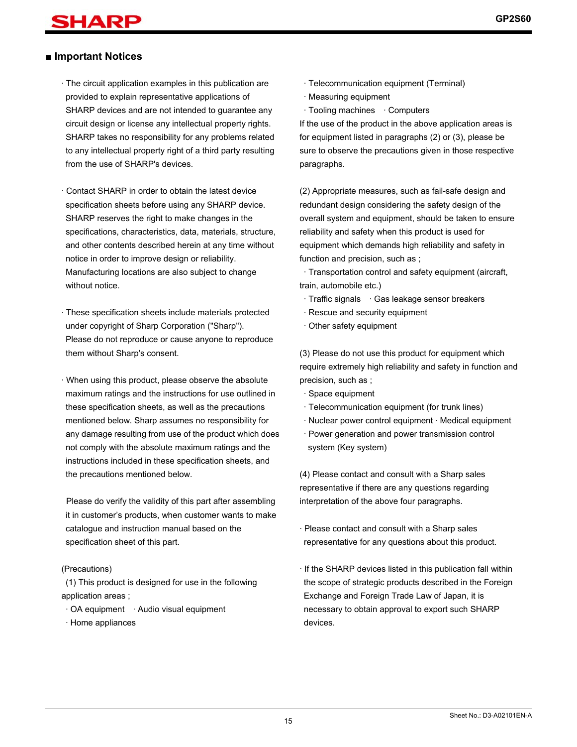## ■ Important Notices

· The circuit application examples in this publication are provided to explain representative applications of SHARP devices and are not intended to guarantee any circuit design or license any intellectual property rights. SHARP takes no responsibility for any problems related to any intellectual property right of a third party resulting from the use of SHARP's devices.

· Contact SHARP in order to obtain the latest device specification sheets before using any SHARP device. SHARP reserves the right to make changes in the specifications, characteristics, data, materials, structure, and other contents described herein at any time without notice in order to improve design or reliability. Manufacturing locations are also subject to change without notice.

· These specification sheets include materials protected under copyright of Sharp Corporation ("Sharp"). Please do not reproduce or cause anyone to reproduce them without Sharp's consent.

· When using this product, please observe the absolute maximum ratings and the instructions for use outlined in these specification sheets, as well as the precautions mentioned below. Sharp assumes no responsibility for any damage resulting from use of the product which does not comply with the absolute maximum ratings and the instructions included in these specification sheets, and the precautions mentioned below.

Please do verify the validity of this part after assembling it in customer's products, when customer wants to make catalogue and instruction manual based on the specification sheet of this part.

(Precautions)

(1) This product is designed for use in the following application areas ;

· OA equipment · Audio visual equipment
· Home appliances
· Telecommunication equipment (Terminal)
· Measuring equipment
· Tooling machines · Computers

If the use of the product in the above application areas is for equipment listed in paragraphs (2) or (3), please be sure to observe the precautions given in those respective paragraphs.

(2) Appropriate measures, such as fail-safe design and redundant design considering the safety design of the overall system and equipment, should be taken to ensure reliability and safety when this product is used for equipment which demands high reliability and safety in function and precision, such as ;

· Transportation control and safety equipment (aircraft, train, automobile etc.)
· Traffic signals · Gas leakage sensor breakers
· Rescue and security equipment
· Other safety equipment

(3) Please do not use this product for equipment which require extremely high reliability and safety in function and precision, such as ;

· Space equipment
· Telecommunication equipment (for trunk lines)
· Nuclear power control equipment · Medical equipment
· Power generation and power transmission control system (Key system)

(4) Please contact and consult with a Sharp sales representative if there are any questions regarding interpretation of the above four paragraphs.

· Please contact and consult with a Sharp sales representative for any questions about this product.

· If the SHARP devices listed in this publication fall within the scope of strategic products described in the Foreign Exchange and Foreign Trade Law of Japan, it is necessary to obtain approval to export such SHARP devices.